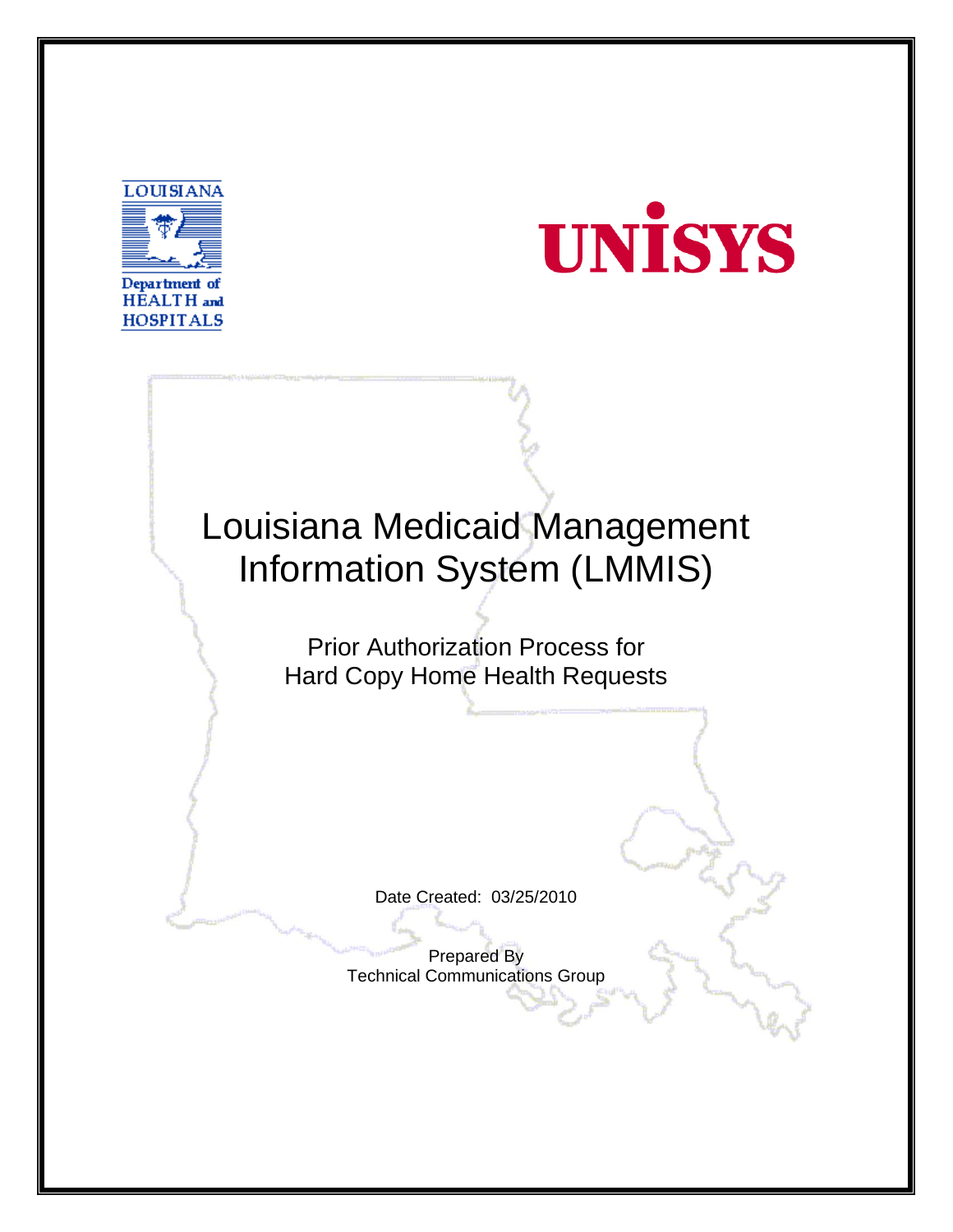LOUISIANA

Department of HEALTH and HOSPITALS

UNISYS

# Louisiana Medicaid Management Information System (LMMIS)

## Prior Authorization Process for Hard Copy Home Health Requests

Date Created: 03/25/2010

Prepared By
Technical Communications Group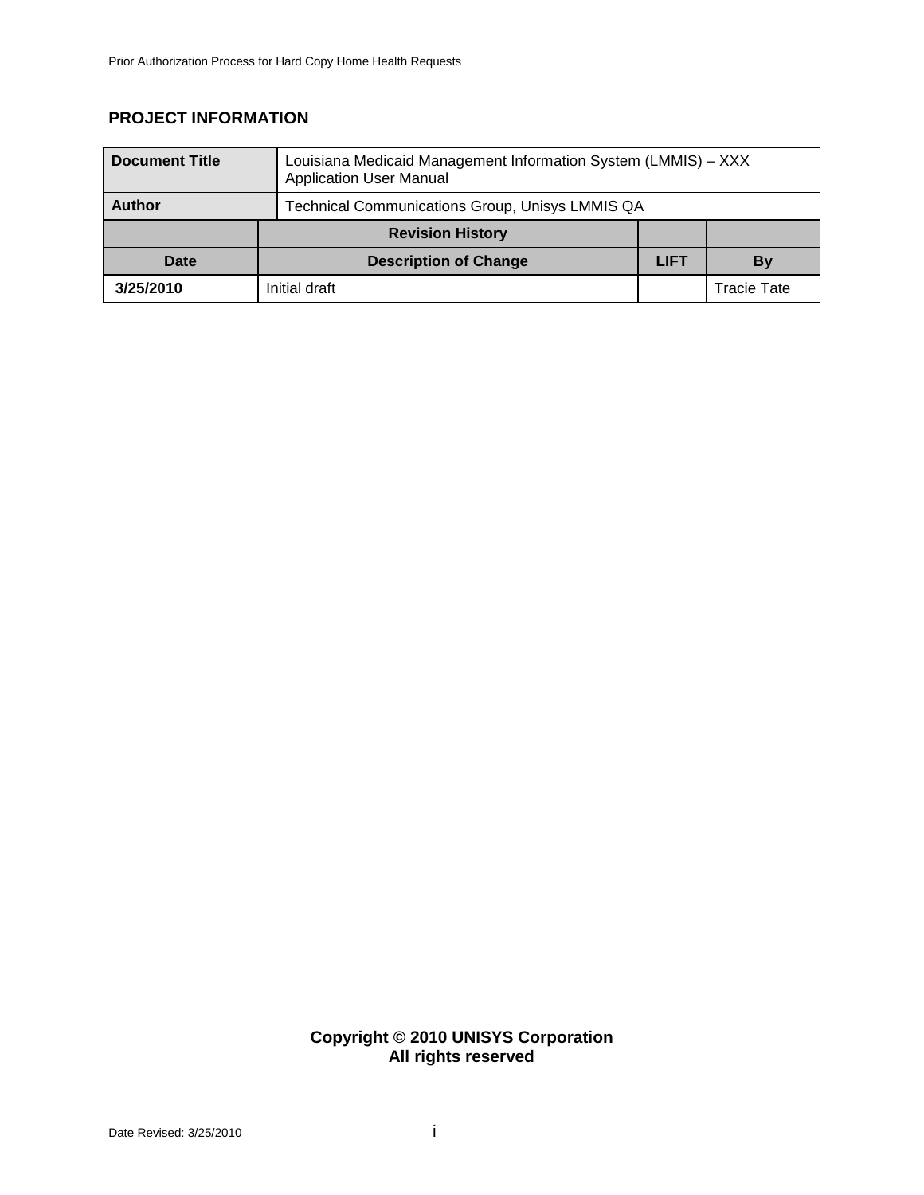## PROJECT INFORMATION

| Document Title | Louisiana Medicaid Management Information System (LMMIS) – XXX Application User Manual | | |
|---|---|---|---|
| **Author** | Technical Communications Group, Unisys LMMIS QA | | |

| | Revision History | | |
|---|---|---|---|
| **Date** | **Description of Change** | **LIFT** | **By** |
| **3/25/2010** | Initial draft | | Tracie Tate |

**Copyright © 2010 UNISYS Corporation**
**All rights reserved**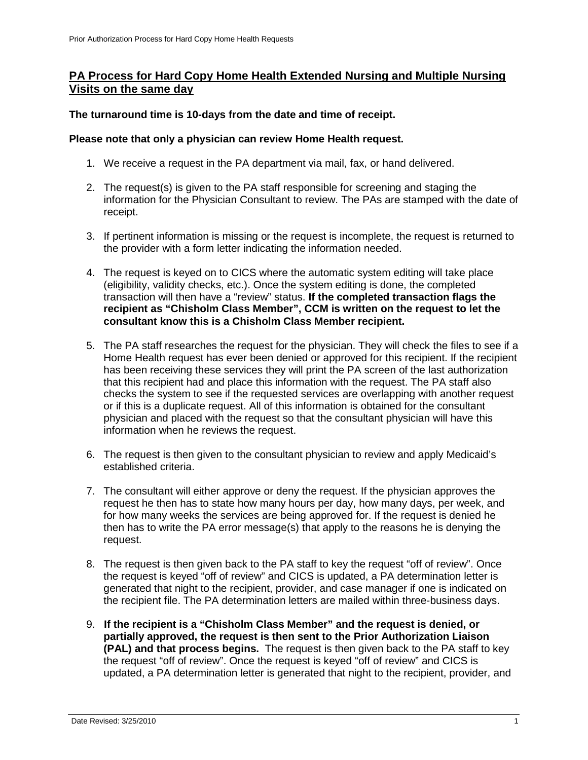## PA Process for Hard Copy Home Health Extended Nursing and Multiple Nursing Visits on the same day

**The turnaround time is 10-days from the date and time of receipt.**

**Please note that only a physician can review Home Health request.**

1. We receive a request in the PA department via mail, fax, or hand delivered.

2. The request(s) is given to the PA staff responsible for screening and staging the information for the Physician Consultant to review. The PAs are stamped with the date of receipt.

3. If pertinent information is missing or the request is incomplete, the request is returned to the provider with a form letter indicating the information needed.

4. The request is keyed on to CICS where the automatic system editing will take place (eligibility, validity checks, etc.). Once the system editing is done, the completed transaction will then have a "review" status. **If the completed transaction flags the recipient as "Chisholm Class Member", CCM is written on the request to let the consultant know this is a Chisholm Class Member recipient.**

5. The PA staff researches the request for the physician. They will check the files to see if a Home Health request has ever been denied or approved for this recipient. If the recipient has been receiving these services they will print the PA screen of the last authorization that this recipient had and place this information with the request. The PA staff also checks the system to see if the requested services are overlapping with another request or if this is a duplicate request. All of this information is obtained for the consultant physician and placed with the request so that the consultant physician will have this information when he reviews the request.

6. The request is then given to the consultant physician to review and apply Medicaid's established criteria.

7. The consultant will either approve or deny the request. If the physician approves the request he then has to state how many hours per day, how many days, per week, and for how many weeks the services are being approved for. If the request is denied he then has to write the PA error message(s) that apply to the reasons he is denying the request.

8. The request is then given back to the PA staff to key the request "off of review". Once the request is keyed "off of review" and CICS is updated, a PA determination letter is generated that night to the recipient, provider, and case manager if one is indicated on the recipient file. The PA determination letters are mailed within three-business days.

9. **If the recipient is a "Chisholm Class Member" and the request is denied, or partially approved, the request is then sent to the Prior Authorization Liaison (PAL) and that process begins.** The request is then given back to the PA staff to key the request "off of review". Once the request is keyed "off of review" and CICS is updated, a PA determination letter is generated that night to the recipient, provider, and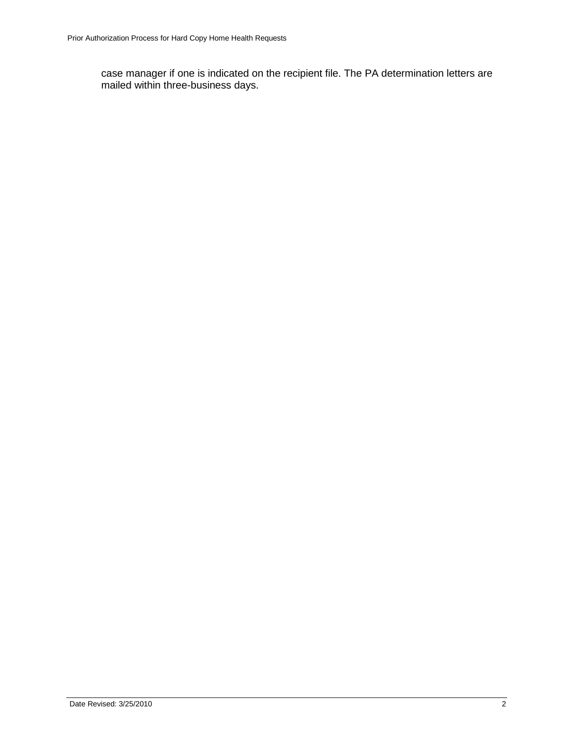case manager if one is indicated on the recipient file. The PA determination letters are mailed within three-business days.